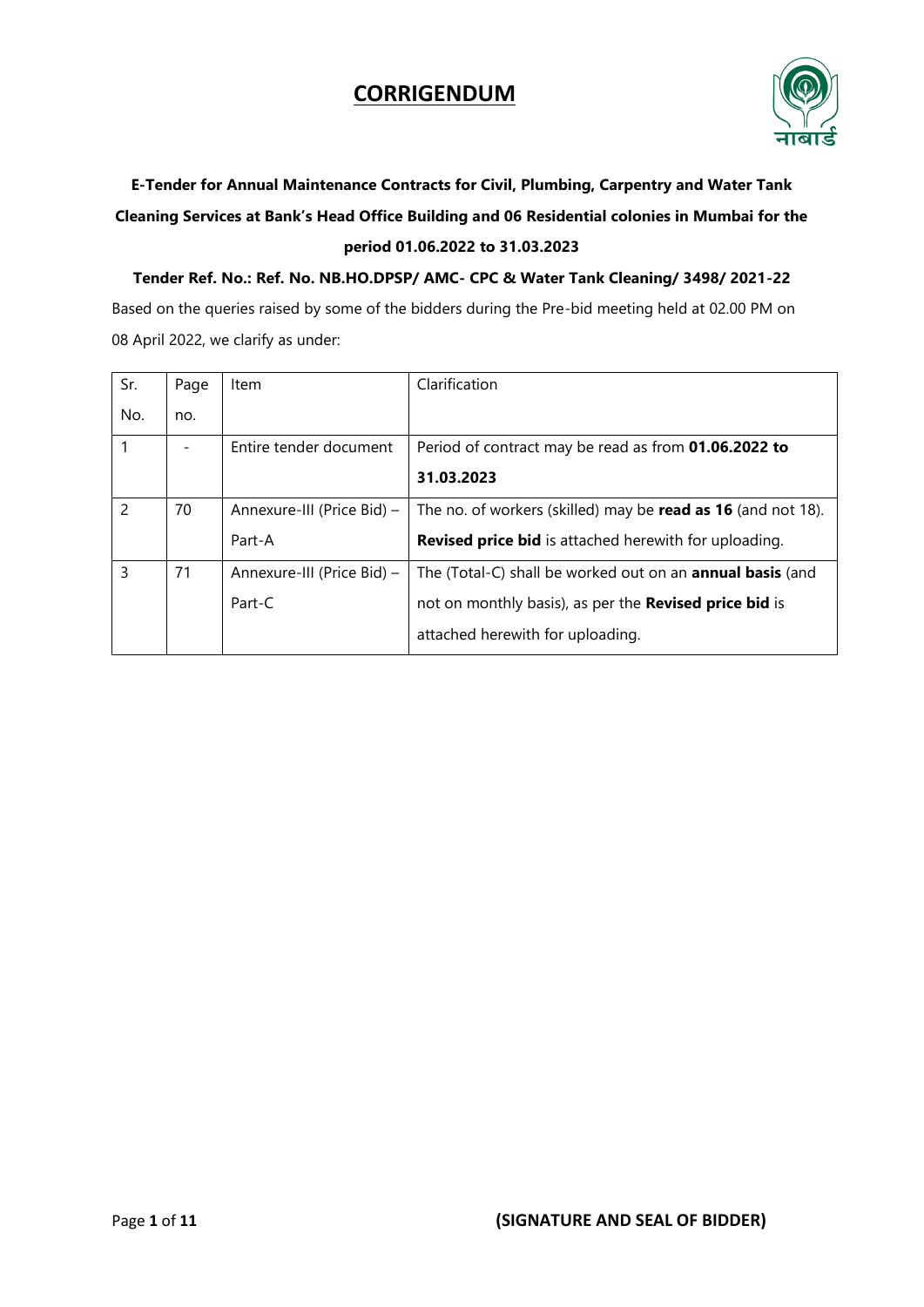# CORRIGENDUM

**E-Tender for Annual Maintenance Contracts for Civil, Plumbing, Carpentry and Water Tank Cleaning Services at Bank's Head Office Building and 06 Residential colonies in Mumbai for the period 01.06.2022 to 31.03.2023**

**Tender Ref. No.: Ref. No. NB.HO.DPSP/ AMC- CPC & Water Tank Cleaning/ 3498/ 2021-22**

Based on the queries raised by some of the bidders during the Pre-bid meeting held at 02.00 PM on 08 April 2022, we clarify as under:

| Sr. No. | Page no. | Item | Clarification |
|---|---|---|---|
| 1 | - | Entire tender document | Period of contract may be read as from **01.06.2022 to 31.03.2023** |
| 2 | 70 | Annexure-III (Price Bid) – Part-A | The no. of workers (skilled) may be **read as 16** (and not 18). **Revised price bid** is attached herewith for uploading. |
| 3 | 71 | Annexure-III (Price Bid) – Part-C | The (Total-C) shall be worked out on an **annual basis** (and not on monthly basis), as per the **Revised price bid** is attached herewith for uploading. |

**(SIGNATURE AND SEAL OF BIDDER)**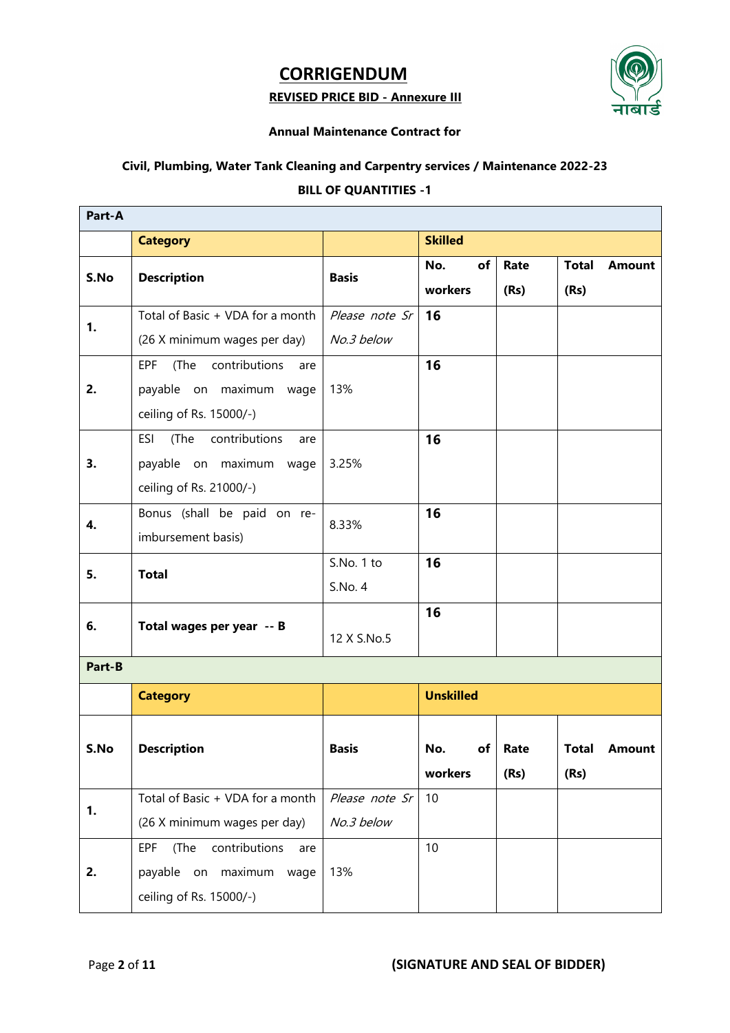# CORRIGENDUM

**REVISED PRICE BID - Annexure III**

**Annual Maintenance Contract for**

**Civil, Plumbing, Water Tank Cleaning and Carpentry services / Maintenance 2022-23**

**BILL OF QUANTITIES -1**

| **Part-A** | | | | | |
|---|---|---|---|---|---|
| | **Category** | | **Skilled** | | |
| **S.No** | **Description** | **Basis** | **No. of workers** | **Rate (Rs)** | **Total Amount (Rs)** |
| **1.** | Total of Basic + VDA for a month (26 X minimum wages per day) | *Please note Sr No.3 below* | **16** | | |
| **2.** | EPF (The contributions are payable on maximum wage ceiling of Rs. 15000/-) | 13% | **16** | | |
| **3.** | ESI (The contributions are payable on maximum wage ceiling of Rs. 21000/-) | 3.25% | **16** | | |
| **4.** | Bonus (shall be paid on re-imbursement basis) | 8.33% | **16** | | |
| **5.** | **Total** | S.No. 1 to S.No. 4 | **16** | | |
| **6.** | **Total wages per year -- B** | 12 X S.No.5 | **16** | | |
| **Part-B** | | | | | |
| | **Category** | | **Unskilled** | | |
| **S.No** | **Description** | **Basis** | **No. of workers** | **Rate (Rs)** | **Total Amount (Rs)** |
| **1.** | Total of Basic + VDA for a month (26 X minimum wages per day) | *Please note Sr No.3 below* | 10 | | |
| **2.** | EPF (The contributions are payable on maximum wage ceiling of Rs. 15000/-) | 13% | 10 | | |

**(SIGNATURE AND SEAL OF BIDDER)**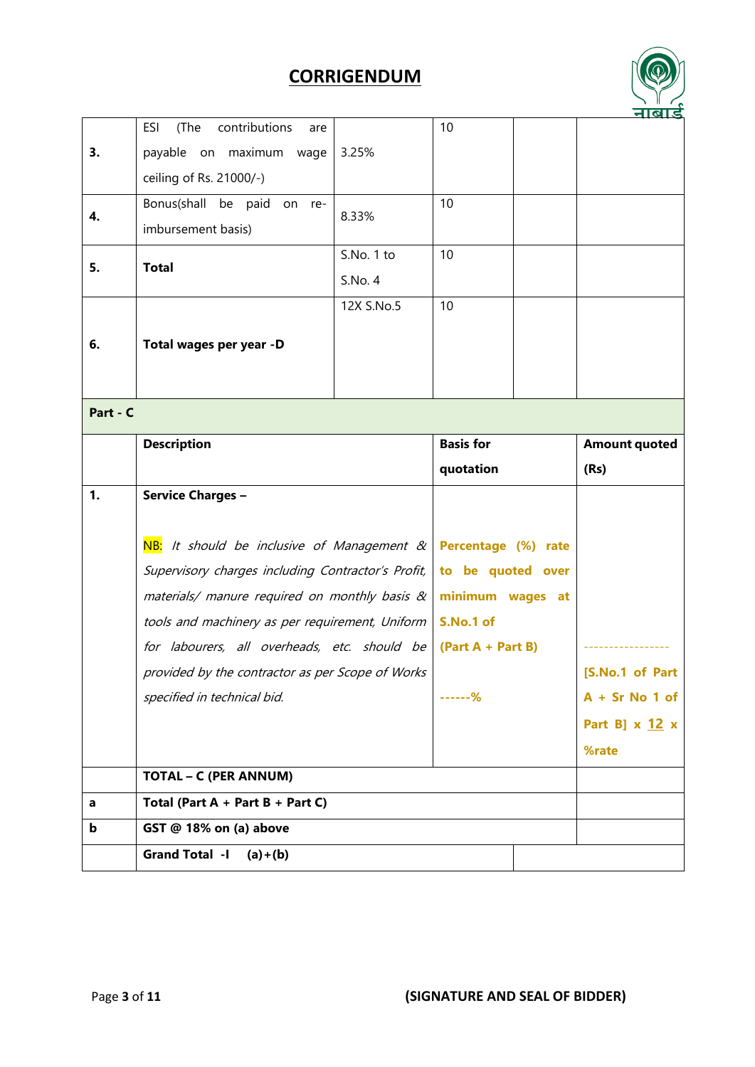# CORRIGENDUM

| | | | | | |
|---|---|---|---|---|---|
| **3.** | ESI (The contributions are payable on maximum wage ceiling of Rs. 21000/-) | 3.25% | 10 | | |
| **4.** | Bonus(shall be paid on re-imbursement basis) | 8.33% | 10 | | |
| **5.** | **Total** | S.No. 1 to S.No. 4 | 10 | | |
| **6.** | **Total wages per year -D** | 12X S.No.5 | 10 | | |

**Part - C**

| | Description | Basis for quotation | Amount quoted (Rs) |
|---|---|---|---|
| **1.** | **Service Charges –** <br><br> NB: *It should be inclusive of Management & Supervisory charges including Contractor's Profit, materials/ manure required on monthly basis & tools and machinery as per requirement, Uniform for labourers, all overheads, etc. should be provided by the contractor as per Scope of Works specified in technical bid.* | **Percentage (%) rate to be quoted over minimum wages at S.No.1 of (Part A + Part B)** <br><br> **------%** | ---------------- <br> **[S.No.1 of Part A + Sr No 1 of Part B] x 12 x %rate** |
| | **TOTAL – C (PER ANNUM)** | | |
| **a** | **Total (Part A + Part B + Part C)** | | |
| **b** | **GST @ 18% on (a) above** | | |
| | **Grand Total -I (a)+(b)** | | |

**(SIGNATURE AND SEAL OF BIDDER)**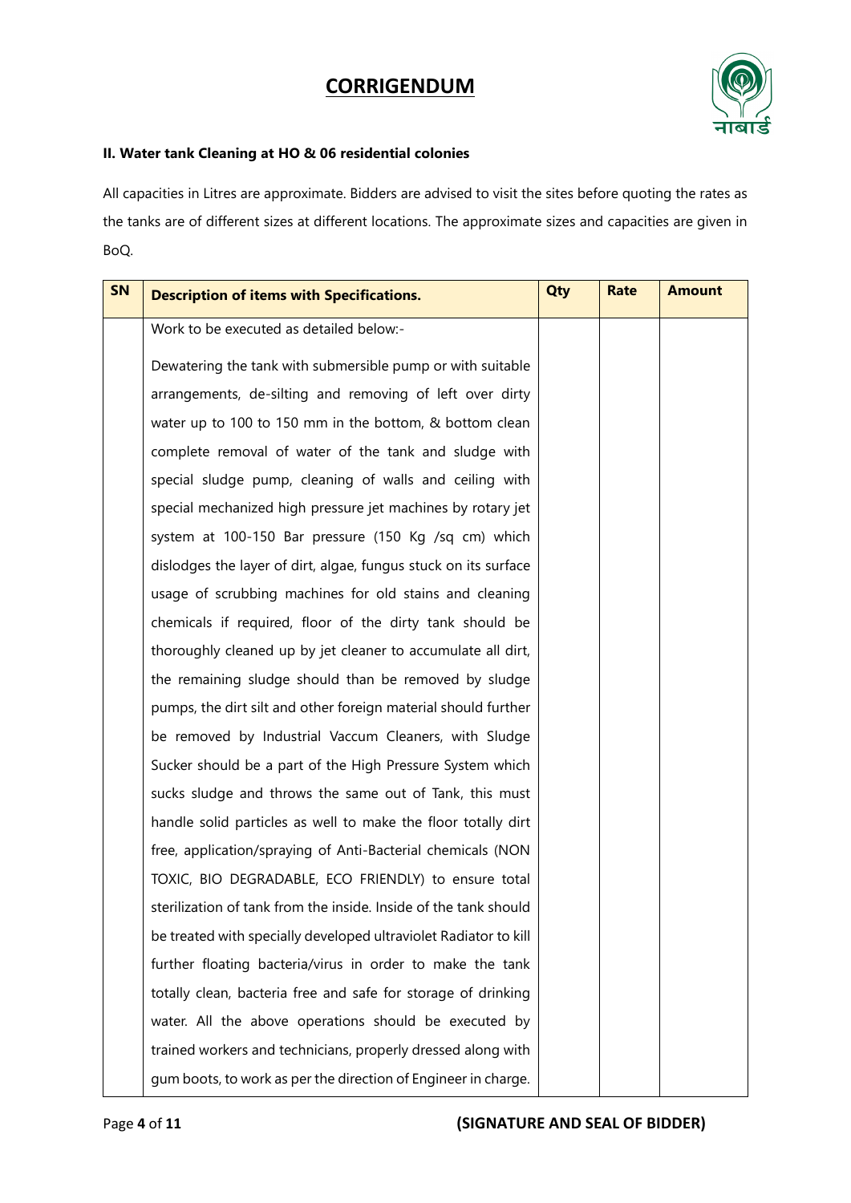# CORRIGENDUM

**II. Water tank Cleaning at HO & 06 residential colonies**

All capacities in Litres are approximate. Bidders are advised to visit the sites before quoting the rates as the tanks are of different sizes at different locations. The approximate sizes and capacities are given in BoQ.

| SN | Description of items with Specifications. | Qty | Rate | Amount |
|---|---|---|---|---|
| | Work to be executed as detailed below:-<br><br>Dewatering the tank with submersible pump or with suitable arrangements, de-silting and removing of left over dirty water up to 100 to 150 mm in the bottom, & bottom clean complete removal of water of the tank and sludge with special sludge pump, cleaning of walls and ceiling with special mechanized high pressure jet machines by rotary jet system at 100-150 Bar pressure (150 Kg /sq cm) which dislodges the layer of dirt, algae, fungus stuck on its surface usage of scrubbing machines for old stains and cleaning chemicals if required, floor of the dirty tank should be thoroughly cleaned up by jet cleaner to accumulate all dirt, the remaining sludge should than be removed by sludge pumps, the dirt silt and other foreign material should further be removed by Industrial Vaccum Cleaners, with Sludge Sucker should be a part of the High Pressure System which sucks sludge and throws the same out of Tank, this must handle solid particles as well to make the floor totally dirt free, application/spraying of Anti-Bacterial chemicals (NON TOXIC, BIO DEGRADABLE, ECO FRIENDLY) to ensure total sterilization of tank from the inside. Inside of the tank should be treated with specially developed ultraviolet Radiator to kill further floating bacteria/virus in order to make the tank totally clean, bacteria free and safe for storage of drinking water. All the above operations should be executed by trained workers and technicians, properly dressed along with gum boots, to work as per the direction of Engineer in charge. | | | |

**(SIGNATURE AND SEAL OF BIDDER)**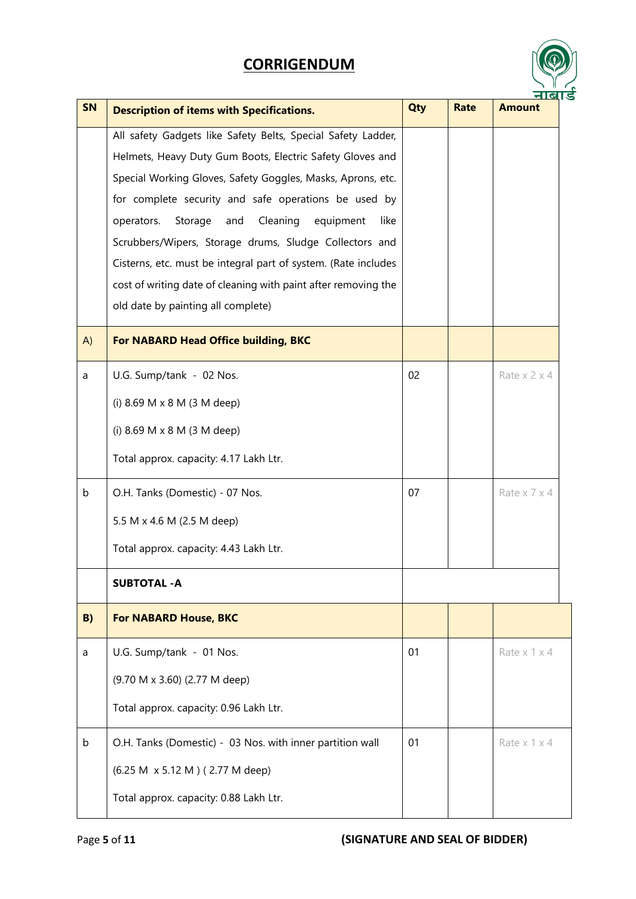## CORRIGENDUM

| SN | Description of items with Specifications. | Qty | Rate | Amount |
|---|---|---|---|---|
| | All safety Gadgets like Safety Belts, Special Safety Ladder, Helmets, Heavy Duty Gum Boots, Electric Safety Gloves and Special Working Gloves, Safety Goggles, Masks, Aprons, etc. for complete security and safe operations be used by operators. Storage and Cleaning equipment like Scrubbers/Wipers, Storage drums, Sludge Collectors and Cisterns, etc. must be integral part of system. (Rate includes cost of writing date of cleaning with paint after removing the old date by painting all complete) | | | |
| A) | **For NABARD Head Office building, BKC** | | | |
| a | U.G. Sump/tank - 02 Nos.<br>(i) 8.69 M x 8 M (3 M deep)<br>(i) 8.69 M x 8 M (3 M deep)<br>Total approx. capacity: 4.17 Lakh Ltr. | 02 | | Rate x 2 x 4 |
| b | O.H. Tanks (Domestic) - 07 Nos.<br>5.5 M x 4.6 M (2.5 M deep)<br>Total approx. capacity: 4.43 Lakh Ltr. | 07 | | Rate x 7 x 4 |
| | **SUBTOTAL -A** | | | |
| **B)** | **For NABARD House, BKC** | | | |
| a | U.G. Sump/tank - 01 Nos.<br>(9.70 M x 3.60) (2.77 M deep)<br>Total approx. capacity: 0.96 Lakh Ltr. | 01 | | Rate x 1 x 4 |
| b | O.H. Tanks (Domestic) - 03 Nos. with inner partition wall<br>(6.25 M x 5.12 M ) ( 2.77 M deep)<br>Total approx. capacity: 0.88 Lakh Ltr. | 01 | | Rate x 1 x 4 |

**(SIGNATURE AND SEAL OF BIDDER)**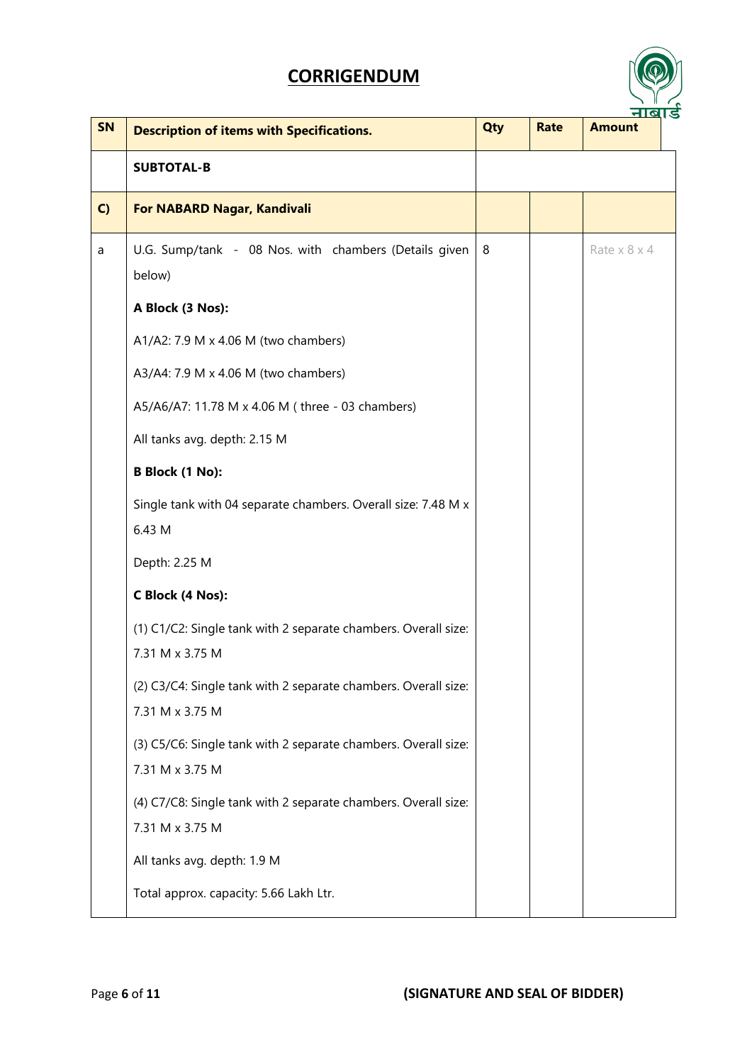# CORRIGENDUM

| SN | Description of items with Specifications. | Qty | Rate | Amount |
|---|---|---|---|---|
| | **SUBTOTAL-B** | | | |
| **C)** | **For NABARD Nagar, Kandivali** | | | |
| a | U.G. Sump/tank - 08 Nos. with chambers (Details given below)<br><br>**A Block (3 Nos):**<br><br>A1/A2: 7.9 M x 4.06 M (two chambers)<br><br>A3/A4: 7.9 M x 4.06 M (two chambers)<br><br>A5/A6/A7: 11.78 M x 4.06 M ( three - 03 chambers)<br><br>All tanks avg. depth: 2.15 M<br><br>**B Block (1 No):**<br><br>Single tank with 04 separate chambers. Overall size: 7.48 M x 6.43 M<br><br>Depth: 2.25 M<br><br>**C Block (4 Nos):**<br><br>(1) C1/C2: Single tank with 2 separate chambers. Overall size: 7.31 M x 3.75 M<br><br>(2) C3/C4: Single tank with 2 separate chambers. Overall size: 7.31 M x 3.75 M<br><br>(3) C5/C6: Single tank with 2 separate chambers. Overall size: 7.31 M x 3.75 M<br><br>(4) C7/C8: Single tank with 2 separate chambers. Overall size: 7.31 M x 3.75 M<br><br>All tanks avg. depth: 1.9 M<br><br>Total approx. capacity: 5.66 Lakh Ltr. | 8 | | Rate x 8 x 4 |

**(SIGNATURE AND SEAL OF BIDDER)**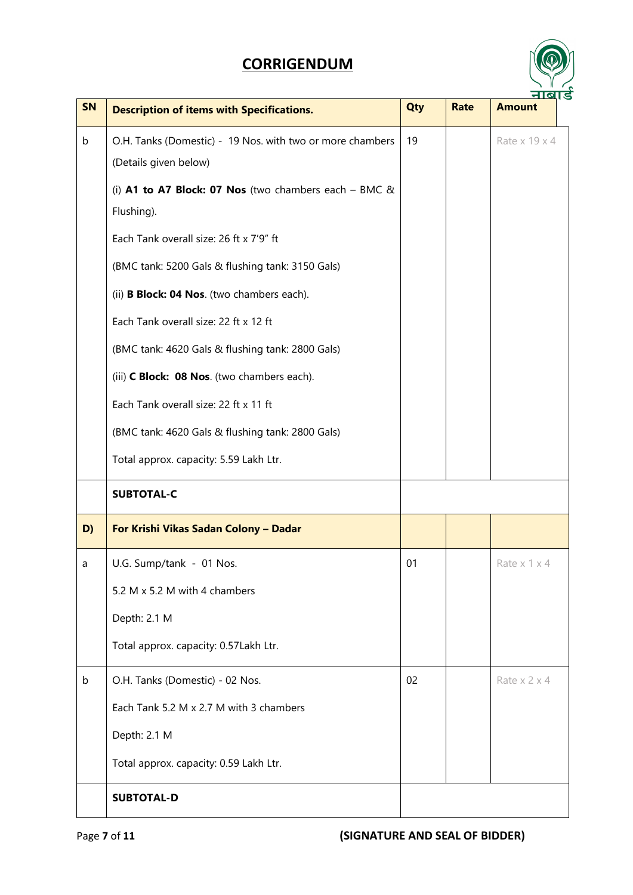## CORRIGENDUM

| SN | Description of items with Specifications. | Qty | Rate | Amount |
|---|---|---|---|---|
| b | O.H. Tanks (Domestic) - 19 Nos. with two or more chambers (Details given below)<br><br>(i) **A1 to A7 Block: 07 Nos** (two chambers each – BMC & Flushing).<br><br>Each Tank overall size: 26 ft x 7'9" ft<br><br>(BMC tank: 5200 Gals & flushing tank: 3150 Gals)<br><br>(ii) **B Block: 04 Nos**. (two chambers each).<br><br>Each Tank overall size: 22 ft x 12 ft<br><br>(BMC tank: 4620 Gals & flushing tank: 2800 Gals)<br><br>(iii) **C Block: 08 Nos**. (two chambers each).<br><br>Each Tank overall size: 22 ft x 11 ft<br><br>(BMC tank: 4620 Gals & flushing tank: 2800 Gals)<br><br>Total approx. capacity: 5.59 Lakh Ltr. | 19 | | Rate x 19 x 4 |
| | **SUBTOTAL-C** | | | |
| **D)** | **For Krishi Vikas Sadan Colony – Dadar** | | | |
| a | U.G. Sump/tank - 01 Nos.<br><br>5.2 M x 5.2 M with 4 chambers<br><br>Depth: 2.1 M<br><br>Total approx. capacity: 0.57Lakh Ltr. | 01 | | Rate x 1 x 4 |
| b | O.H. Tanks (Domestic) - 02 Nos.<br><br>Each Tank 5.2 M x 2.7 M with 3 chambers<br><br>Depth: 2.1 M<br><br>Total approx. capacity: 0.59 Lakh Ltr. | 02 | | Rate x 2 x 4 |
| | **SUBTOTAL-D** | | | |

**(SIGNATURE AND SEAL OF BIDDER)**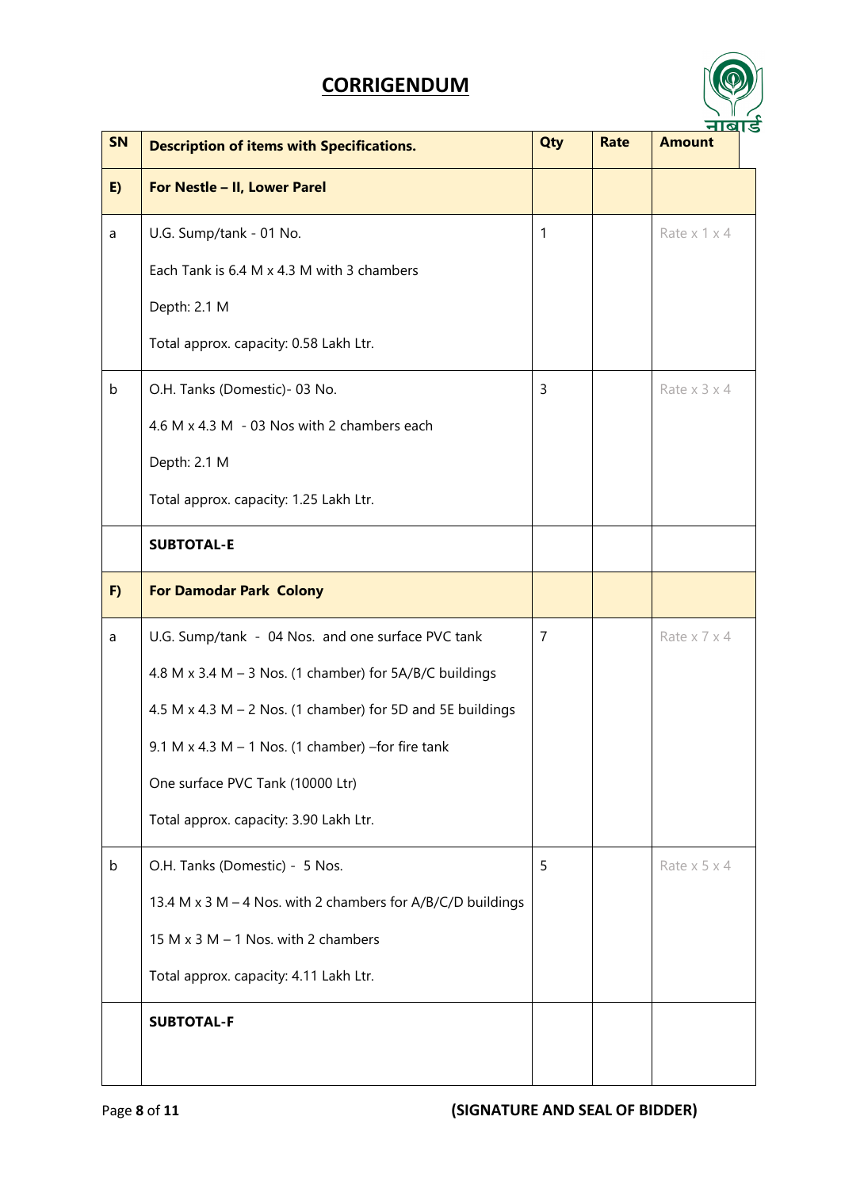# CORRIGENDUM

| SN | Description of items with Specifications. | Qty | Rate | Amount |
|---|---|---|---|---|
| **E)** | **For Nestle – II, Lower Parel** | | | |
| a | U.G. Sump/tank - 01 No.<br><br>Each Tank is 6.4 M x 4.3 M with 3 chambers<br><br>Depth: 2.1 M<br><br>Total approx. capacity: 0.58 Lakh Ltr. | 1 | | Rate x 1 x 4 |
| b | O.H. Tanks (Domestic)- 03 No.<br><br>4.6 M x 4.3 M - 03 Nos with 2 chambers each<br><br>Depth: 2.1 M<br><br>Total approx. capacity: 1.25 Lakh Ltr. | 3 | | Rate x 3 x 4 |
| | **SUBTOTAL-E** | | | |
| **F)** | **For Damodar Park Colony** | | | |
| a | U.G. Sump/tank - 04 Nos. and one surface PVC tank<br><br>4.8 M x 3.4 M – 3 Nos. (1 chamber) for 5A/B/C buildings<br><br>4.5 M x 4.3 M – 2 Nos. (1 chamber) for 5D and 5E buildings<br><br>9.1 M x 4.3 M – 1 Nos. (1 chamber) –for fire tank<br><br>One surface PVC Tank (10000 Ltr)<br><br>Total approx. capacity: 3.90 Lakh Ltr. | 7 | | Rate x 7 x 4 |
| b | O.H. Tanks (Domestic) - 5 Nos.<br><br>13.4 M x 3 M – 4 Nos. with 2 chambers for A/B/C/D buildings<br><br>15 M x 3 M – 1 Nos. with 2 chambers<br><br>Total approx. capacity: 4.11 Lakh Ltr. | 5 | | Rate x 5 x 4 |
| | **SUBTOTAL-F** | | | |

**(SIGNATURE AND SEAL OF BIDDER)**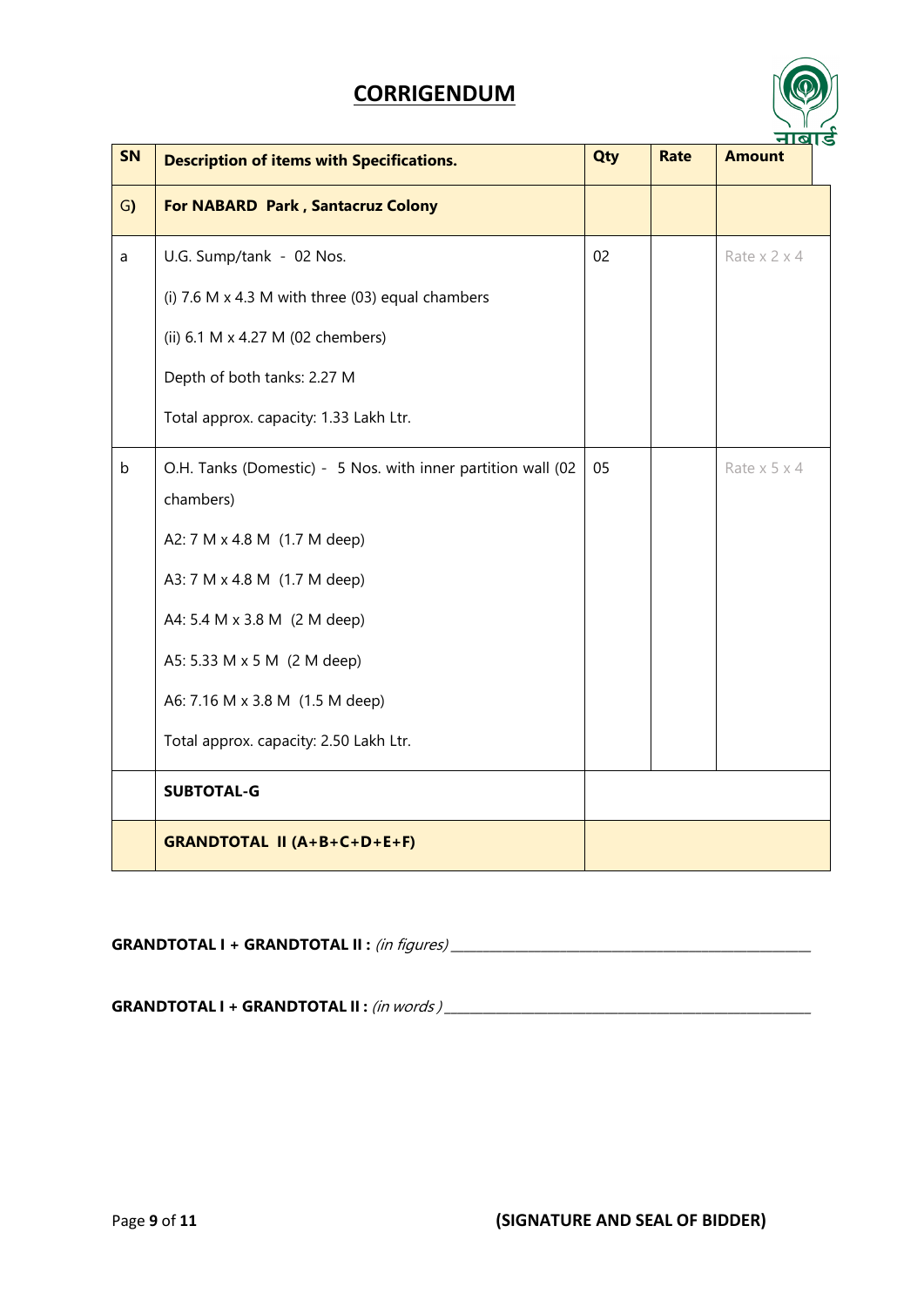# CORRIGENDUM

| SN | Description of items with Specifications. | Qty | Rate | Amount |
|---|---|---|---|---|
| G) | **For NABARD Park , Santacruz Colony** | | | |
| a | U.G. Sump/tank - 02 Nos.<br>(i) 7.6 M x 4.3 M with three (03) equal chambers<br>(ii) 6.1 M x 4.27 M (02 chembers)<br>Depth of both tanks: 2.27 M<br>Total approx. capacity: 1.33 Lakh Ltr. | 02 | | Rate x 2 x 4 |
| b | O.H. Tanks (Domestic) - 5 Nos. with inner partition wall (02 chambers)<br>A2: 7 M x 4.8 M (1.7 M deep)<br>A3: 7 M x 4.8 M (1.7 M deep)<br>A4: 5.4 M x 3.8 M (2 M deep)<br>A5: 5.33 M x 5 M (2 M deep)<br>A6: 7.16 M x 3.8 M (1.5 M deep)<br>Total approx. capacity: 2.50 Lakh Ltr. | 05 | | Rate x 5 x 4 |
| | **SUBTOTAL-G** | | | |
| | **GRANDTOTAL II (A+B+C+D+E+F)** | | | |

**GRANDTOTAL I + GRANDTOTAL II :** *(in figures)* ____________________________________________

**GRANDTOTAL I + GRANDTOTAL II :** *(in words )* ____________________________________________

**(SIGNATURE AND SEAL OF BIDDER)**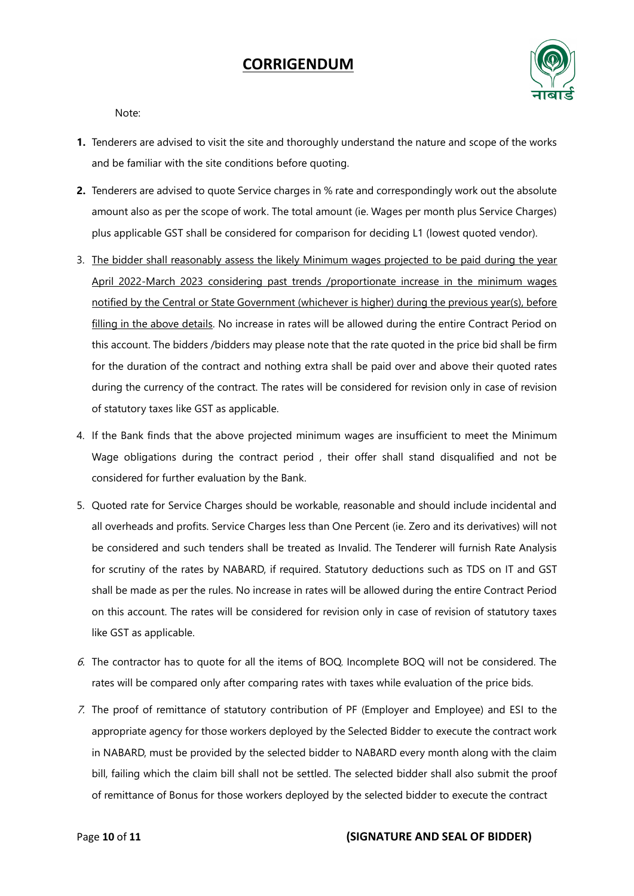# CORRIGENDUM

Note:

1. Tenderers are advised to visit the site and thoroughly understand the nature and scope of the works and be familiar with the site conditions before quoting.
2. Tenderers are advised to quote Service charges in % rate and correspondingly work out the absolute amount also as per the scope of work. The total amount (ie. Wages per month plus Service Charges) plus applicable GST shall be considered for comparison for deciding L1 (lowest quoted vendor).
3. <u>The bidder shall reasonably assess the likely Minimum wages projected to be paid during the year April 2022-March 2023 considering past trends /proportionate increase in the minimum wages notified by the Central or State Government (whichever is higher) during the previous year(s), before filling in the above details</u>. No increase in rates will be allowed during the entire Contract Period on this account. The bidders /bidders may please note that the rate quoted in the price bid shall be firm for the duration of the contract and nothing extra shall be paid over and above their quoted rates during the currency of the contract. The rates will be considered for revision only in case of revision of statutory taxes like GST as applicable.
4. If the Bank finds that the above projected minimum wages are insufficient to meet the Minimum Wage obligations during the contract period , their offer shall stand disqualified and not be considered for further evaluation by the Bank.
5. Quoted rate for Service Charges should be workable, reasonable and should include incidental and all overheads and profits. Service Charges less than One Percent (ie. Zero and its derivatives) will not be considered and such tenders shall be treated as Invalid. The Tenderer will furnish Rate Analysis for scrutiny of the rates by NABARD, if required. Statutory deductions such as TDS on IT and GST shall be made as per the rules. No increase in rates will be allowed during the entire Contract Period on this account. The rates will be considered for revision only in case of revision of statutory taxes like GST as applicable.
6. The contractor has to quote for all the items of BOQ. Incomplete BOQ will not be considered. The rates will be compared only after comparing rates with taxes while evaluation of the price bids.
7. The proof of remittance of statutory contribution of PF (Employer and Employee) and ESI to the appropriate agency for those workers deployed by the Selected Bidder to execute the contract work in NABARD, must be provided by the selected bidder to NABARD every month along with the claim bill, failing which the claim bill shall not be settled. The selected bidder shall also submit the proof of remittance of Bonus for those workers deployed by the selected bidder to execute the contract

**(SIGNATURE AND SEAL OF BIDDER)**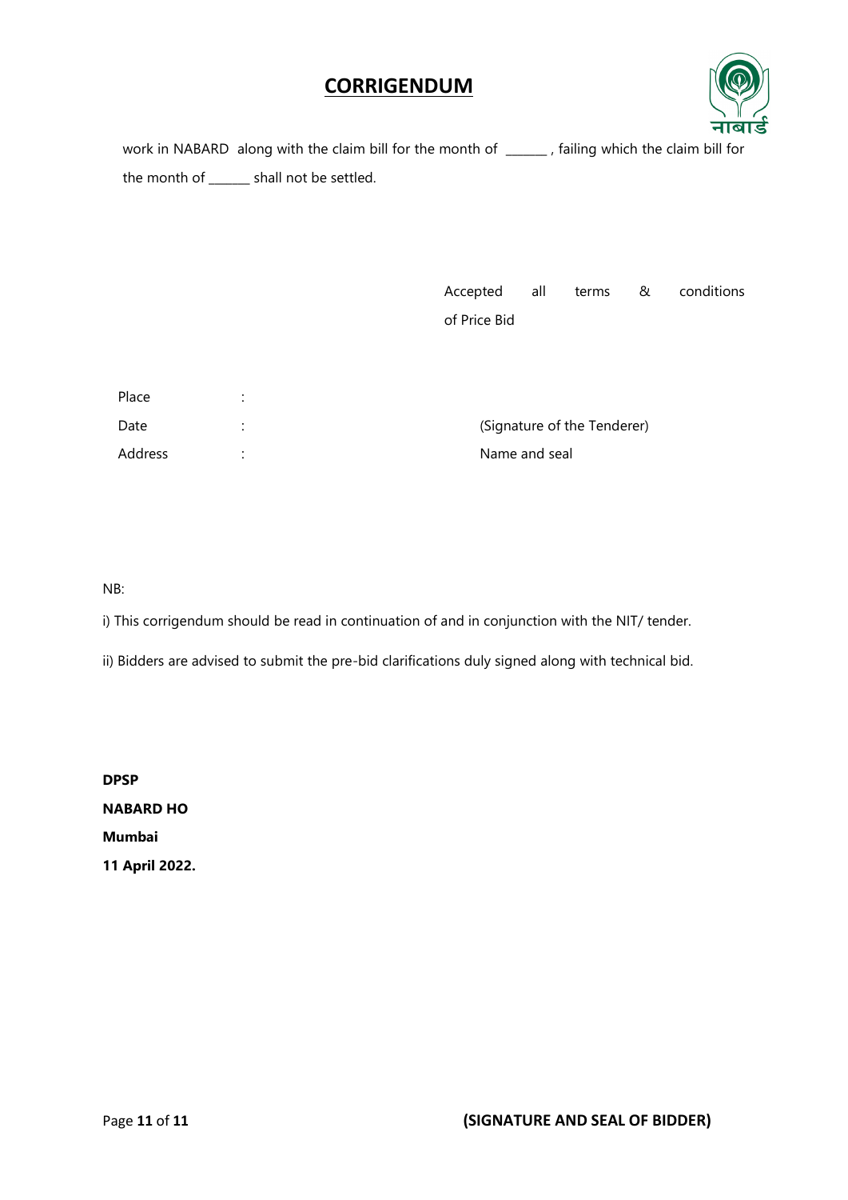# CORRIDENDUM

work in NABARD along with the claim bill for the month of ______ , failing which the claim bill for the month of ______ shall not be settled.

Accepted all terms & conditions of Price Bid

| | | |
|---|---|---|
| Place | : | |
| Date | : | (Signature of the Tenderer) |
| Address | : | Name and seal |

NB:

i) This corrigendum should be read in continuation of and in conjunction with the NIT/ tender.

ii) Bidders are advised to submit the pre-bid clarifications duly signed along with technical bid.

**DPSP**
**NABARD HO**
**Mumbai**
**11 April 2022.**

**(SIGNATURE AND SEAL OF BIDDER)**